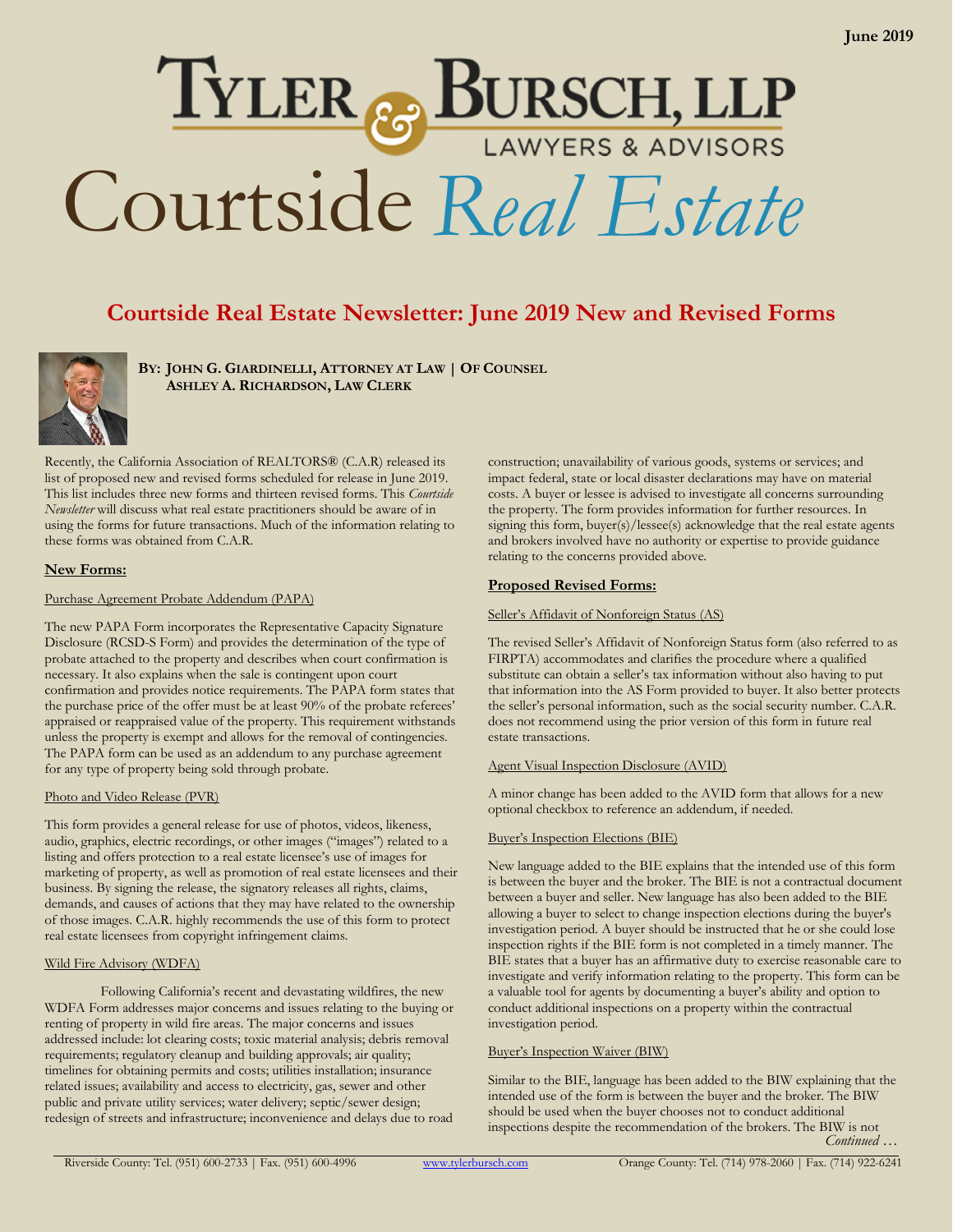June 2019

# Tyler & Bursch, LLP
Lawyers & Advisors

# Courtside *Real Estate*

## Courtside Real Estate Newsletter: June 2019 New and Revised Forms

**By: John G. Giardinelli, Attorney at Law | Of Counsel**
**Ashley A. Richardson, Law Clerk**

Recently, the California Association of REALTORS® (C.A.R) released its list of proposed new and revised forms scheduled for release in June 2019. This list includes three new forms and thirteen revised forms. This *Courtside Newsletter* will discuss what real estate practitioners should be aware of in using the forms for future transactions. Much of the information relating to these forms was obtained from C.A.R.

### New Forms:

#### Purchase Agreement Probate Addendum (PAPA)

The new PAPA Form incorporates the Representative Capacity Signature Disclosure (RCSD-S Form) and provides the determination of the type of probate attached to the property and describes when court confirmation is necessary. It also explains when the sale is contingent upon court confirmation and provides notice requirements. The PAPA form states that the purchase price of the offer must be at least 90% of the probate referees' appraised or reappraised value of the property. This requirement withstands unless the property is exempt and allows for the removal of contingencies. The PAPA form can be used as an addendum to any purchase agreement for any type of property being sold through probate.

#### Photo and Video Release (PVR)

This form provides a general release for use of photos, videos, likeness, audio, graphics, electric recordings, or other images ("images") related to a listing and offers protection to a real estate licensee's use of images for marketing of property, as well as promotion of real estate licensees and their business. By signing the release, the signatory releases all rights, claims, demands, and causes of actions that they may have related to the ownership of those images. C.A.R. highly recommends the use of this form to protect real estate licensees from copyright infringement claims.

#### Wild Fire Advisory (WDFA)

Following California's recent and devastating wildfires, the new WDFA Form addresses major concerns and issues relating to the buying or renting of property in wild fire areas. The major concerns and issues addressed include: lot clearing costs; toxic material analysis; debris removal requirements; regulatory cleanup and building approvals; air quality; timelines for obtaining permits and costs; utilities installation; insurance related issues; availability and access to electricity, gas, sewer and other public and private utility services; water delivery; septic/sewer design; redesign of streets and infrastructure; inconvenience and delays due to road construction; unavailability of various goods, systems or services; and impact federal, state or local disaster declarations may have on material costs. A buyer or lessee is advised to investigate all concerns surrounding the property. The form provides information for further resources. In signing this form, buyer(s)/lessee(s) acknowledge that the real estate agents and brokers involved have no authority or expertise to provide guidance relating to the concerns provided above.

### Proposed Revised Forms:

#### Seller's Affidavit of Nonforeign Status (AS)

The revised Seller's Affidavit of Nonforeign Status form (also referred to as FIRPTA) accommodates and clarifies the procedure where a qualified substitute can obtain a seller's tax information without also having to put that information into the AS Form provided to buyer. It also better protects the seller's personal information, such as the social security number. C.A.R. does not recommend using the prior version of this form in future real estate transactions.

#### Agent Visual Inspection Disclosure (AVID)

A minor change has been added to the AVID form that allows for a new optional checkbox to reference an addendum, if needed.

#### Buyer's Inspection Elections (BIE)

New language added to the BIE explains that the intended use of this form is between the buyer and the broker. The BIE is not a contractual document between a buyer and seller. New language has also been added to the BIE allowing a buyer to select to change inspection elections during the buyer's investigation period. A buyer should be instructed that he or she could lose inspection rights if the BIE form is not completed in a timely manner. The BIE states that a buyer has an affirmative duty to exercise reasonable care to investigate and verify information relating to the property. This form can be a valuable tool for agents by documenting a buyer's ability and option to conduct additional inspections on a property within the contractual investigation period.

#### Buyer's Inspection Waiver (BIW)

Similar to the BIE, language has been added to the BIW explaining that the intended use of the form is between the buyer and the broker. The BIW should be used when the buyer chooses not to conduct additional inspections despite the recommendation of the brokers. The BIW is not

*Continued …*

Riverside County: Tel. (951) 600-2733 | Fax. (951) 600-4996 &nbsp;&nbsp; www.tylerbursch.com &nbsp;&nbsp; Orange County: Tel. (714) 978-2060 | Fax. (714) 922-6241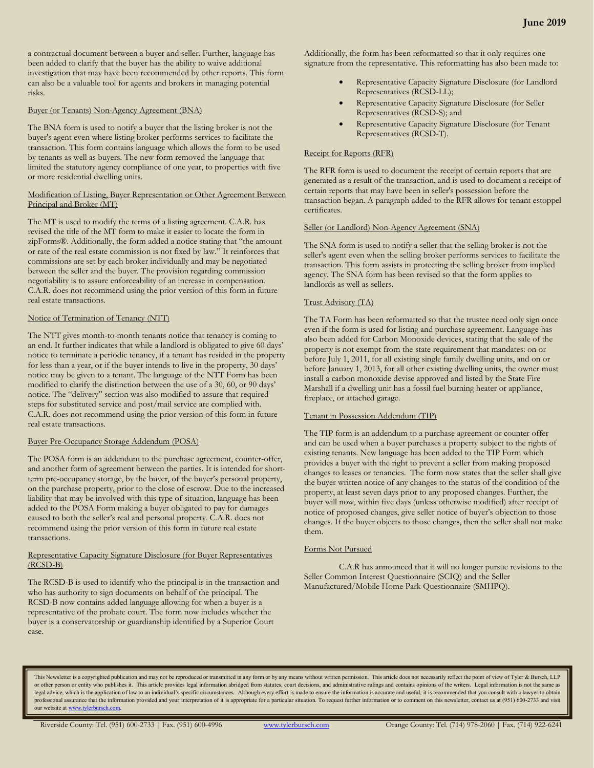a contractual document between a buyer and seller. Further, language has been added to clarify that the buyer has the ability to waive additional investigation that may have been recommended by other reports. This form can also be a valuable tool for agents and brokers in managing potential risks.

Buyer (or Tenants) Non-Agency Agreement (BNA)

The BNA form is used to notify a buyer that the listing broker is not the buyer's agent even where listing broker performs services to facilitate the transaction. This form contains language which allows the form to be used by tenants as well as buyers. The new form removed the language that limited the statutory agency compliance of one year, to properties with five or more residential dwelling units.

Modification of Listing, Buyer Representation or Other Agreement Between Principal and Broker (MT)

The MT is used to modify the terms of a listing agreement. C.A.R. has revised the title of the MT form to make it easier to locate the form in zipForms®. Additionally, the form added a notice stating that "the amount or rate of the real estate commission is not fixed by law." It reinforces that commissions are set by each broker individually and may be negotiated between the seller and the buyer. The provision regarding commission negotiability is to assure enforceability of an increase in compensation. C.A.R. does not recommend using the prior version of this form in future real estate transactions.

Notice of Termination of Tenancy (NTT)

The NTT gives month-to-month tenants notice that tenancy is coming to an end. It further indicates that while a landlord is obligated to give 60 days' notice to terminate a periodic tenancy, if a tenant has resided in the property for less than a year, or if the buyer intends to live in the property, 30 days' notice may be given to a tenant. The language of the NTT Form has been modified to clarify the distinction between the use of a 30, 60, or 90 days' notice. The "delivery" section was also modified to assure that required steps for substituted service and post/mail service are complied with. C.A.R. does not recommend using the prior version of this form in future real estate transactions.

Buyer Pre-Occupancy Storage Addendum (POSA)

The POSA form is an addendum to the purchase agreement, counter-offer, and another form of agreement between the parties. It is intended for short-term pre-occupancy storage, by the buyer, of the buyer's personal property, on the purchase property, prior to the close of escrow. Due to the increased liability that may be involved with this type of situation, language has been added to the POSA Form making a buyer obligated to pay for damages caused to both the seller's real and personal property. C.A.R. does not recommend using the prior version of this form in future real estate transactions.

Representative Capacity Signature Disclosure (for Buyer Representatives (RCSD-B)

The RCSD-B is used to identify who the principal is in the transaction and who has authority to sign documents on behalf of the principal. The RCSD-B now contains added language allowing for when a buyer is a representative of the probate court. The form now includes whether the buyer is a conservatorship or guardianship identified by a Superior Court case.

Additionally, the form has been reformatted so that it only requires one signature from the representative. This reformatting has also been made to:

- Representative Capacity Signature Disclosure (for Landlord Representatives (RCSD-LL);
- Representative Capacity Signature Disclosure (for Seller Representatives (RCSD-S); and
- Representative Capacity Signature Disclosure (for Tenant Representatives (RCSD-T).

Receipt for Reports (RFR)

The RFR form is used to document the receipt of certain reports that are generated as a result of the transaction, and is used to document a receipt of certain reports that may have been in seller's possession before the transaction began. A paragraph added to the RFR allows for tenant estoppel certificates.

Seller (or Landlord) Non-Agency Agreement (SNA)

The SNA form is used to notify a seller that the selling broker is not the seller's agent even when the selling broker performs services to facilitate the transaction. This form assists in protecting the selling broker from implied agency. The SNA form has been revised so that the form applies to landlords as well as sellers.

Trust Advisory (TA)

The TA Form has been reformatted so that the trustee need only sign once even if the form is used for listing and purchase agreement. Language has also been added for Carbon Monoxide devices, stating that the sale of the property is not exempt from the state requirement that mandates: on or before July 1, 2011, for all existing single family dwelling units, and on or before January 1, 2013, for all other existing dwelling units, the owner must install a carbon monoxide devise approved and listed by the State Fire Marshall if a dwelling unit has a fossil fuel burning heater or appliance, fireplace, or attached garage.

Tenant in Possession Addendum (TIP)

The TIP form is an addendum to a purchase agreement or counter offer and can be used when a buyer purchases a property subject to the rights of existing tenants. New language has been added to the TIP Form which provides a buyer with the right to prevent a seller from making proposed changes to leases or tenancies. The form now states that the seller shall give the buyer written notice of any changes to the status of the condition of the property, at least seven days prior to any proposed changes. Further, the buyer will now, within five days (unless otherwise modified) after receipt of notice of proposed changes, give seller notice of buyer's objection to those changes. If the buyer objects to those changes, then the seller shall not make them.

Forms Not Pursued

C.A.R has announced that it will no longer pursue revisions to the Seller Common Interest Questionnaire (SCIQ) and the Seller Manufactured/Mobile Home Park Questionnaire (SMHPQ).

This Newsletter is a copyrighted publication and may not be reproduced or transmitted in any form or by any means without written permission. This article does not necessarily reflect the point of view of Tyler & Bursch, LLP or other person or entity who publishes it. This article provides legal information abridged from statutes, court decisions, and administrative rulings and contains opinions of the writers. Legal information is not the same as legal advice, which is the application of law to an individual's specific circumstances. Although every effort is made to ensure the information is accurate and useful, it is recommended that you consult with a lawyer to obtain professional assurance that the information provided and your interpretation of it is appropriate for a particular situation. To request further information or to comment on this newsletter, contact us at (951) 600-2733 and visit our website at www.tylerbursch.com.

Riverside County: Tel. (951) 600-2733 | Fax. (951) 600-4996 www.tylerbursch.com Orange County: Tel. (714) 978-2060 | Fax. (714) 922-6241